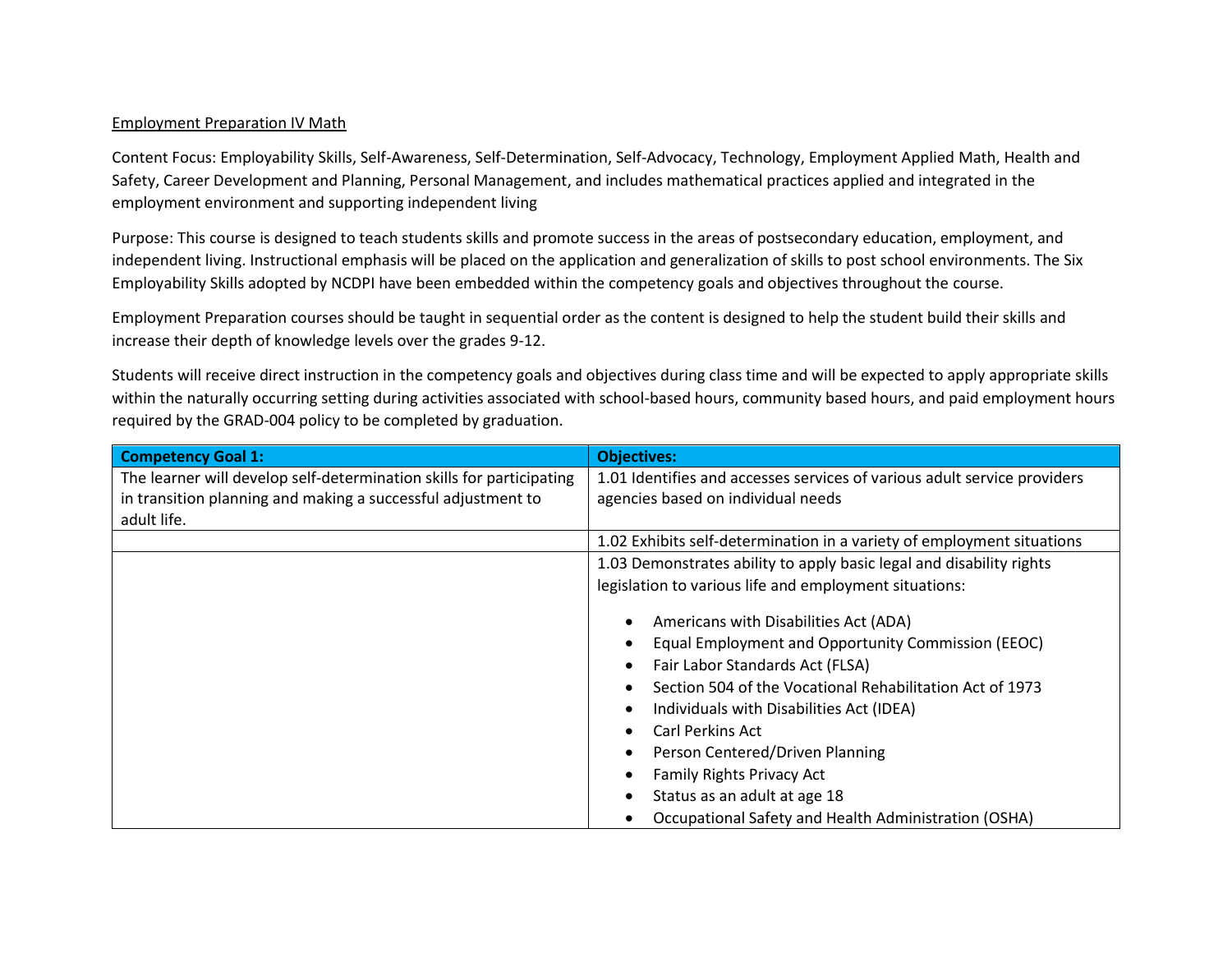<u>Employment Preparation IV Math</u>

Content Focus: Employability Skills, Self-Awareness, Self-Determination, Self-Advocacy, Technology, Employment Applied Math, Health and Safety, Career Development and Planning, Personal Management, and includes mathematical practices applied and integrated in the employment environment and supporting independent living

Purpose: This course is designed to teach students skills and promote success in the areas of postsecondary education, employment, and independent living. Instructional emphasis will be placed on the application and generalization of skills to post school environments. The Six Employability Skills adopted by NCDPI have been embedded within the competency goals and objectives throughout the course.

Employment Preparation courses should be taught in sequential order as the content is designed to help the student build their skills and increase their depth of knowledge levels over the grades 9-12.

Students will receive direct instruction in the competency goals and objectives during class time and will be expected to apply appropriate skills within the naturally occurring setting during activities associated with school-based hours, community based hours, and paid employment hours required by the GRAD-004 policy to be completed by graduation.

| **Competency Goal 1:** | **Objectives:** |
|---|---|
| The learner will develop self-determination skills for participating in transition planning and making a successful adjustment to adult life. | 1.01 Identifies and accesses services of various adult service providers agencies based on individual needs |
| | 1.02 Exhibits self-determination in a variety of employment situations |
| | 1.03 Demonstrates ability to apply basic legal and disability rights legislation to various life and employment situations:<br>• Americans with Disabilities Act (ADA)<br>• Equal Employment and Opportunity Commission (EEOC)<br>• Fair Labor Standards Act (FLSA)<br>• Section 504 of the Vocational Rehabilitation Act of 1973<br>• Individuals with Disabilities Act (IDEA)<br>• Carl Perkins Act<br>• Person Centered/Driven Planning<br>• Family Rights Privacy Act<br>• Status as an adult at age 18<br>• Occupational Safety and Health Administration (OSHA) |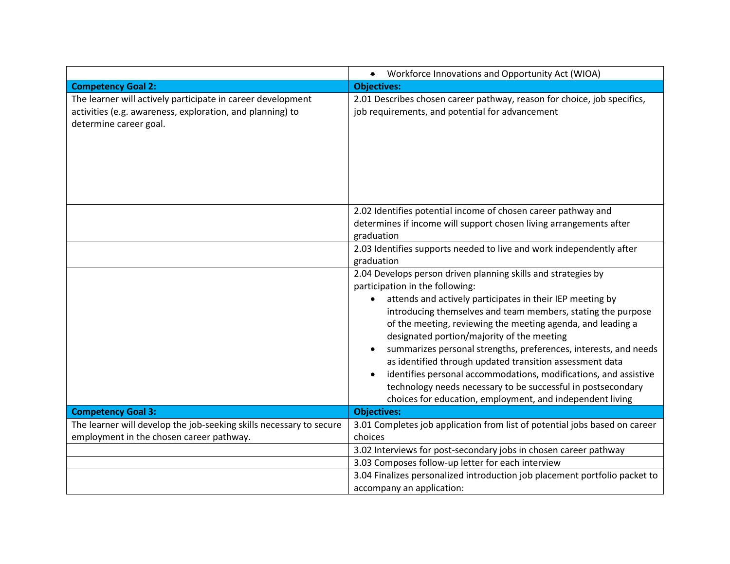| | |
|---|---|
| | • Workforce Innovations and Opportunity Act (WIOA) |
| **Competency Goal 2:** | **Objectives:** |
| The learner will actively participate in career development activities (e.g. awareness, exploration, and planning) to determine career goal. | 2.01 Describes chosen career pathway, reason for choice, job specifics, job requirements, and potential for advancement |
| | 2.02 Identifies potential income of chosen career pathway and determines if income will support chosen living arrangements after graduation |
| | 2.03 Identifies supports needed to live and work independently after graduation |
| | 2.04 Develops person driven planning skills and strategies by participation in the following:<br>• attends and actively participates in their IEP meeting by introducing themselves and team members, stating the purpose of the meeting, reviewing the meeting agenda, and leading a designated portion/majority of the meeting<br>• summarizes personal strengths, preferences, interests, and needs as identified through updated transition assessment data<br>• identifies personal accommodations, modifications, and assistive technology needs necessary to be successful in postsecondary choices for education, employment, and independent living |
| **Competency Goal 3:** | **Objectives:** |
| The learner will develop the job-seeking skills necessary to secure employment in the chosen career pathway. | 3.01 Completes job application from list of potential jobs based on career choices |
| | 3.02 Interviews for post-secondary jobs in chosen career pathway |
| | 3.03 Composes follow-up letter for each interview |
| | 3.04 Finalizes personalized introduction job placement portfolio packet to accompany an application: |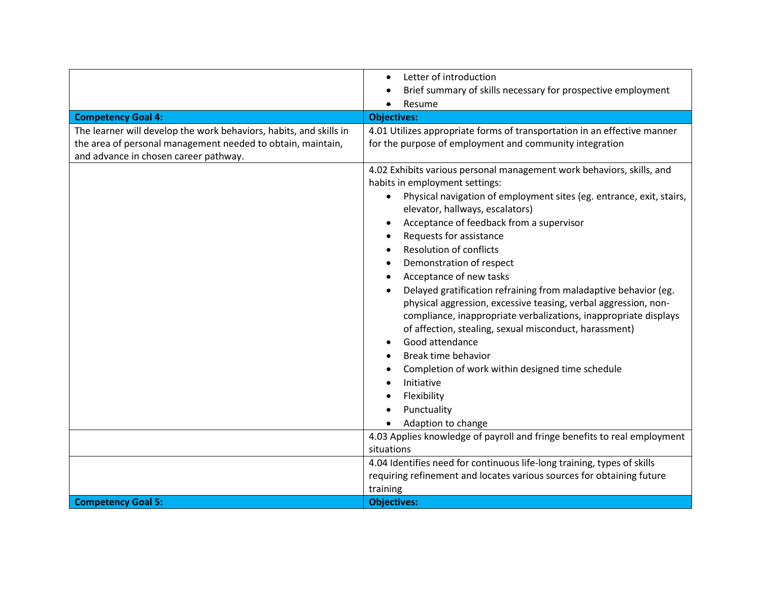| | |
|---|---|
| | • Letter of introduction<br>• Brief summary of skills necessary for prospective employment<br>• Resume |
| **Competency Goal 4:** | **Objectives:** |
| The learner will develop the work behaviors, habits, and skills in the area of personal management needed to obtain, maintain, and advance in chosen career pathway. | 4.01 Utilizes appropriate forms of transportation in an effective manner for the purpose of employment and community integration |
| | 4.02 Exhibits various personal management work behaviors, skills, and habits in employment settings:<br>• Physical navigation of employment sites (eg. entrance, exit, stairs, elevator, hallways, escalators)<br>• Acceptance of feedback from a supervisor<br>• Requests for assistance<br>• Resolution of conflicts<br>• Demonstration of respect<br>• Acceptance of new tasks<br>• Delayed gratification refraining from maladaptive behavior (eg. physical aggression, excessive teasing, verbal aggression, non-compliance, inappropriate verbalizations, inappropriate displays of affection, stealing, sexual misconduct, harassment)<br>• Good attendance<br>• Break time behavior<br>• Completion of work within designed time schedule<br>• Initiative<br>• Flexibility<br>• Punctuality<br>• Adaption to change |
| | 4.03 Applies knowledge of payroll and fringe benefits to real employment situations |
| | 4.04 Identifies need for continuous life-long training, types of skills requiring refinement and locates various sources for obtaining future training |
| **Competency Goal 5:** | **Objectives:** |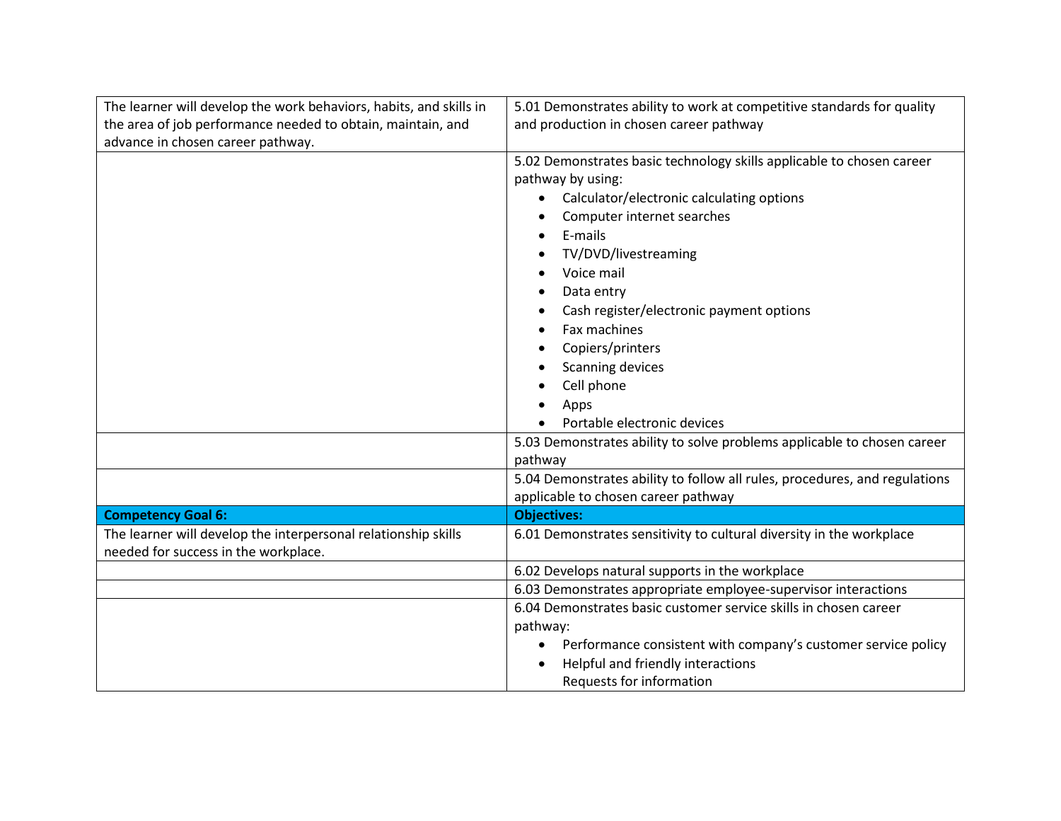| | |
|---|---|
| The learner will develop the work behaviors, habits, and skills in the area of job performance needed to obtain, maintain, and advance in chosen career pathway. | 5.01 Demonstrates ability to work at competitive standards for quality and production in chosen career pathway |
| | 5.02 Demonstrates basic technology skills applicable to chosen career pathway by using:<br>• Calculator/electronic calculating options<br>• Computer internet searches<br>• E-mails<br>• TV/DVD/livestreaming<br>• Voice mail<br>• Data entry<br>• Cash register/electronic payment options<br>• Fax machines<br>• Copiers/printers<br>• Scanning devices<br>• Cell phone<br>• Apps<br>• Portable electronic devices |
| | 5.03 Demonstrates ability to solve problems applicable to chosen career pathway |
| | 5.04 Demonstrates ability to follow all rules, procedures, and regulations applicable to chosen career pathway |
| **Competency Goal 6:** | **Objectives:** |
| The learner will develop the interpersonal relationship skills needed for success in the workplace. | 6.01 Demonstrates sensitivity to cultural diversity in the workplace |
| | 6.02 Develops natural supports in the workplace |
| | 6.03 Demonstrates appropriate employee-supervisor interactions |
| | 6.04 Demonstrates basic customer service skills in chosen career pathway:<br>• Performance consistent with company's customer service policy<br>• Helpful and friendly interactions<br>Requests for information |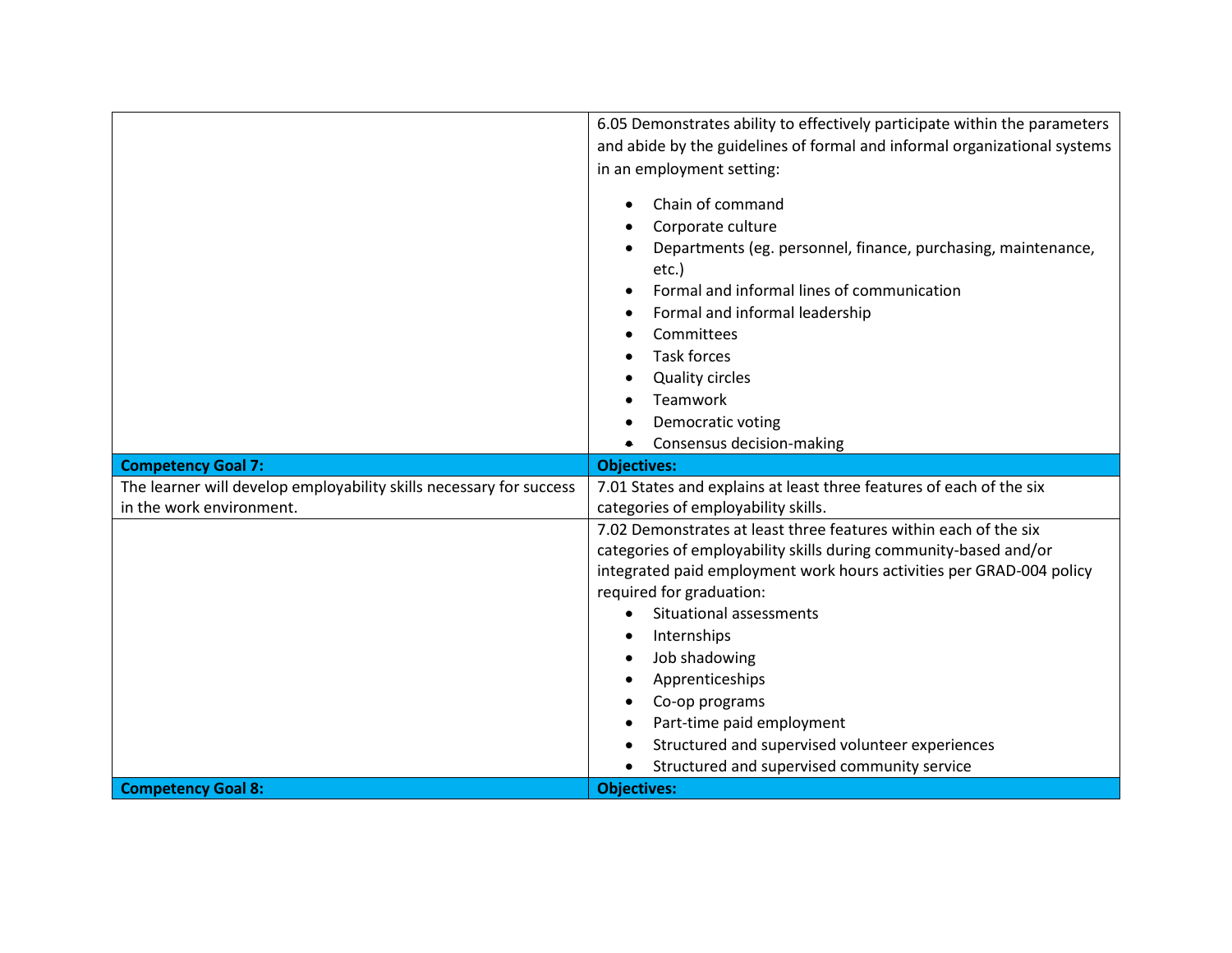| | |
|---|---|
| | 6.05 Demonstrates ability to effectively participate within the parameters and abide by the guidelines of formal and informal organizational systems in an employment setting:<br>• Chain of command<br>• Corporate culture<br>• Departments (eg. personnel, finance, purchasing, maintenance, etc.)<br>• Formal and informal lines of communication<br>• Formal and informal leadership<br>• Committees<br>• Task forces<br>• Quality circles<br>• Teamwork<br>• Democratic voting<br>• Consensus decision-making |
| **Competency Goal 7:** | **Objectives:** |
| The learner will develop employability skills necessary for success in the work environment. | 7.01 States and explains at least three features of each of the six categories of employability skills. |
| | 7.02 Demonstrates at least three features within each of the six categories of employability skills during community-based and/or integrated paid employment work hours activities per GRAD-004 policy required for graduation:<br>• Situational assessments<br>• Internships<br>• Job shadowing<br>• Apprenticeships<br>• Co-op programs<br>• Part-time paid employment<br>• Structured and supervised volunteer experiences<br>• Structured and supervised community service |
| **Competency Goal 8:** | **Objectives:** |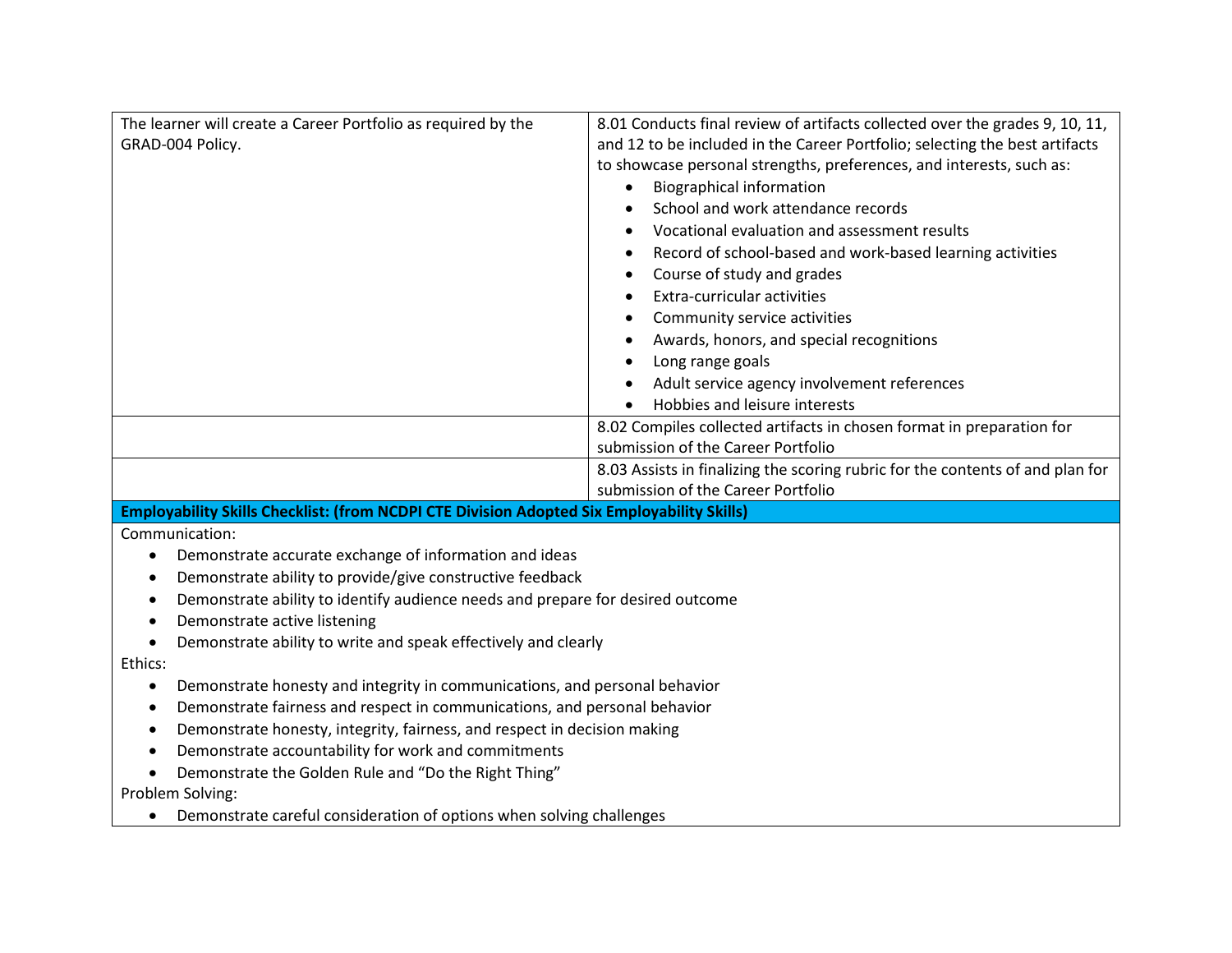| | |
|---|---|
| The learner will create a Career Portfolio as required by the GRAD-004 Policy. | 8.01 Conducts final review of artifacts collected over the grades 9, 10, 11, and 12 to be included in the Career Portfolio; selecting the best artifacts to showcase personal strengths, preferences, and interests, such as: <br>• Biographical information <br>• School and work attendance records <br>• Vocational evaluation and assessment results <br>• Record of school-based and work-based learning activities <br>• Course of study and grades <br>• Extra-curricular activities <br>• Community service activities <br>• Awards, honors, and special recognitions <br>• Long range goals <br>• Adult service agency involvement references <br>• Hobbies and leisure interests |
| | 8.02 Compiles collected artifacts in chosen format in preparation for submission of the Career Portfolio |
| | 8.03 Assists in finalizing the scoring rubric for the contents of and plan for submission of the Career Portfolio |

**Employability Skills Checklist: (from NCDPI CTE Division Adopted Six Employability Skills)**

Communication:

- Demonstrate accurate exchange of information and ideas
- Demonstrate ability to provide/give constructive feedback
- Demonstrate ability to identify audience needs and prepare for desired outcome
- Demonstrate active listening
- Demonstrate ability to write and speak effectively and clearly

Ethics:

- Demonstrate honesty and integrity in communications, and personal behavior
- Demonstrate fairness and respect in communications, and personal behavior
- Demonstrate honesty, integrity, fairness, and respect in decision making
- Demonstrate accountability for work and commitments
- Demonstrate the Golden Rule and "Do the Right Thing"

Problem Solving:

- Demonstrate careful consideration of options when solving challenges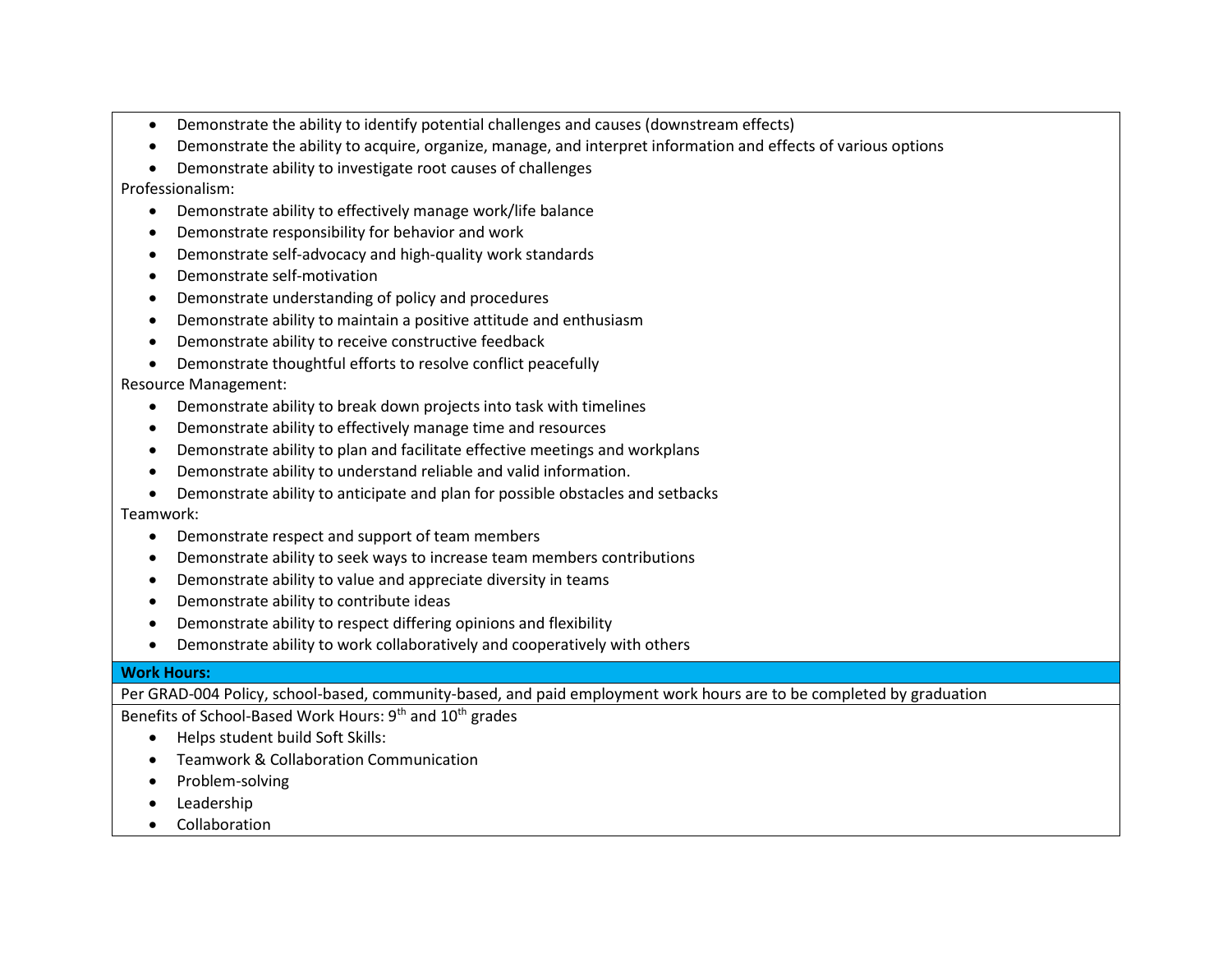- Demonstrate the ability to identify potential challenges and causes (downstream effects)
- Demonstrate the ability to acquire, organize, manage, and interpret information and effects of various options
- Demonstrate ability to investigate root causes of challenges

Professionalism:

- Demonstrate ability to effectively manage work/life balance
- Demonstrate responsibility for behavior and work
- Demonstrate self-advocacy and high-quality work standards
- Demonstrate self-motivation
- Demonstrate understanding of policy and procedures
- Demonstrate ability to maintain a positive attitude and enthusiasm
- Demonstrate ability to receive constructive feedback
- Demonstrate thoughtful efforts to resolve conflict peacefully

Resource Management:

- Demonstrate ability to break down projects into task with timelines
- Demonstrate ability to effectively manage time and resources
- Demonstrate ability to plan and facilitate effective meetings and workplans
- Demonstrate ability to understand reliable and valid information.
- Demonstrate ability to anticipate and plan for possible obstacles and setbacks

Teamwork:

- Demonstrate respect and support of team members
- Demonstrate ability to seek ways to increase team members contributions
- Demonstrate ability to value and appreciate diversity in teams
- Demonstrate ability to contribute ideas
- Demonstrate ability to respect differing opinions and flexibility
- Demonstrate ability to work collaboratively and cooperatively with others

**Work Hours:**

Per GRAD-004 Policy, school-based, community-based, and paid employment work hours are to be completed by graduation

Benefits of School-Based Work Hours: 9th and 10th grades

- Helps student build Soft Skills:
- Teamwork & Collaboration Communication
- Problem-solving
- Leadership
- Collaboration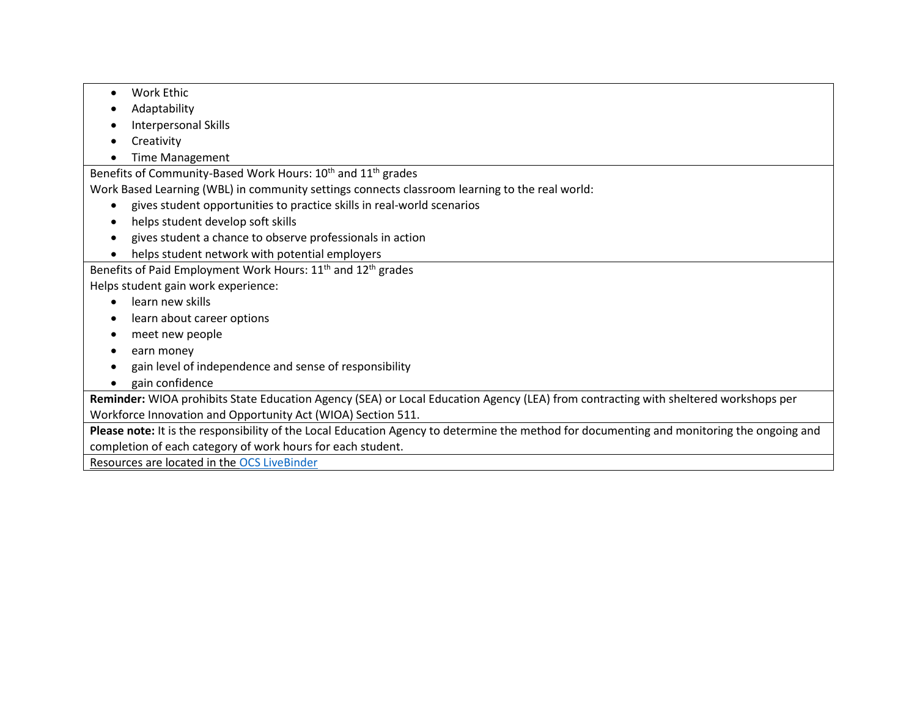| |
|---|
| <ul><li>Work Ethic</li><li>Adaptability</li><li>Interpersonal Skills</li><li>Creativity</li><li>Time Management</li></ul> |
| Benefits of Community-Based Work Hours: 10th and 11th grades<br>Work Based Learning (WBL) in community settings connects classroom learning to the real world:<ul><li>gives student opportunities to practice skills in real-world scenarios</li><li>helps student develop soft skills</li><li>gives student a chance to observe professionals in action</li><li>helps student network with potential employers</li></ul> |
| Benefits of Paid Employment Work Hours: 11th and 12th grades<br>Helps student gain work experience:<ul><li>learn new skills</li><li>learn about career options</li><li>meet new people</li><li>earn money</li><li>gain level of independence and sense of responsibility</li><li>gain confidence</li></ul> |
| **Reminder:** WIOA prohibits State Education Agency (SEA) or Local Education Agency (LEA) from contracting with sheltered workshops per Workforce Innovation and Opportunity Act (WIOA) Section 511. |
| **Please note:** It is the responsibility of the Local Education Agency to determine the method for documenting and monitoring the ongoing and completion of each category of work hours for each student. |
| Resources are located in the OCS LiveBinder |